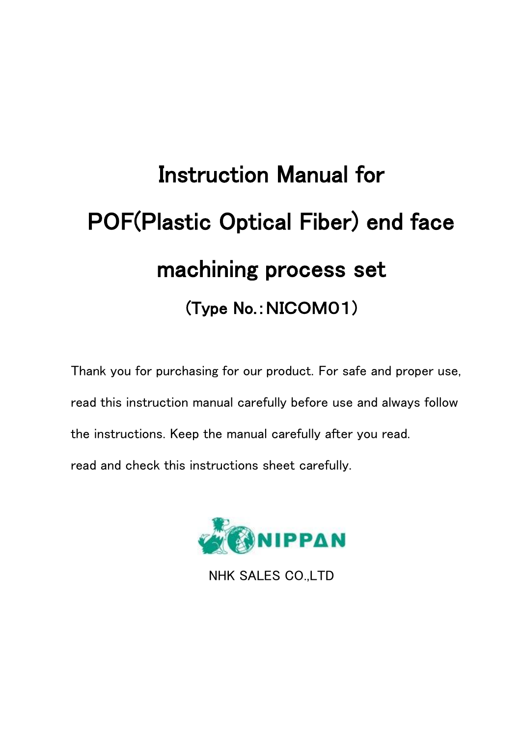# Instruction Manual for POF(Plastic Optical Fiber) end face machining process set

(Type No.：NICOM01)

Thank you for purchasing for our product. For safe and proper use, read this instruction manual carefully before use and always follow the instructions. Keep the manual carefully after you read.

read and check this instructions sheet carefully.

NIPPAN

NHK SALES CO.,LTD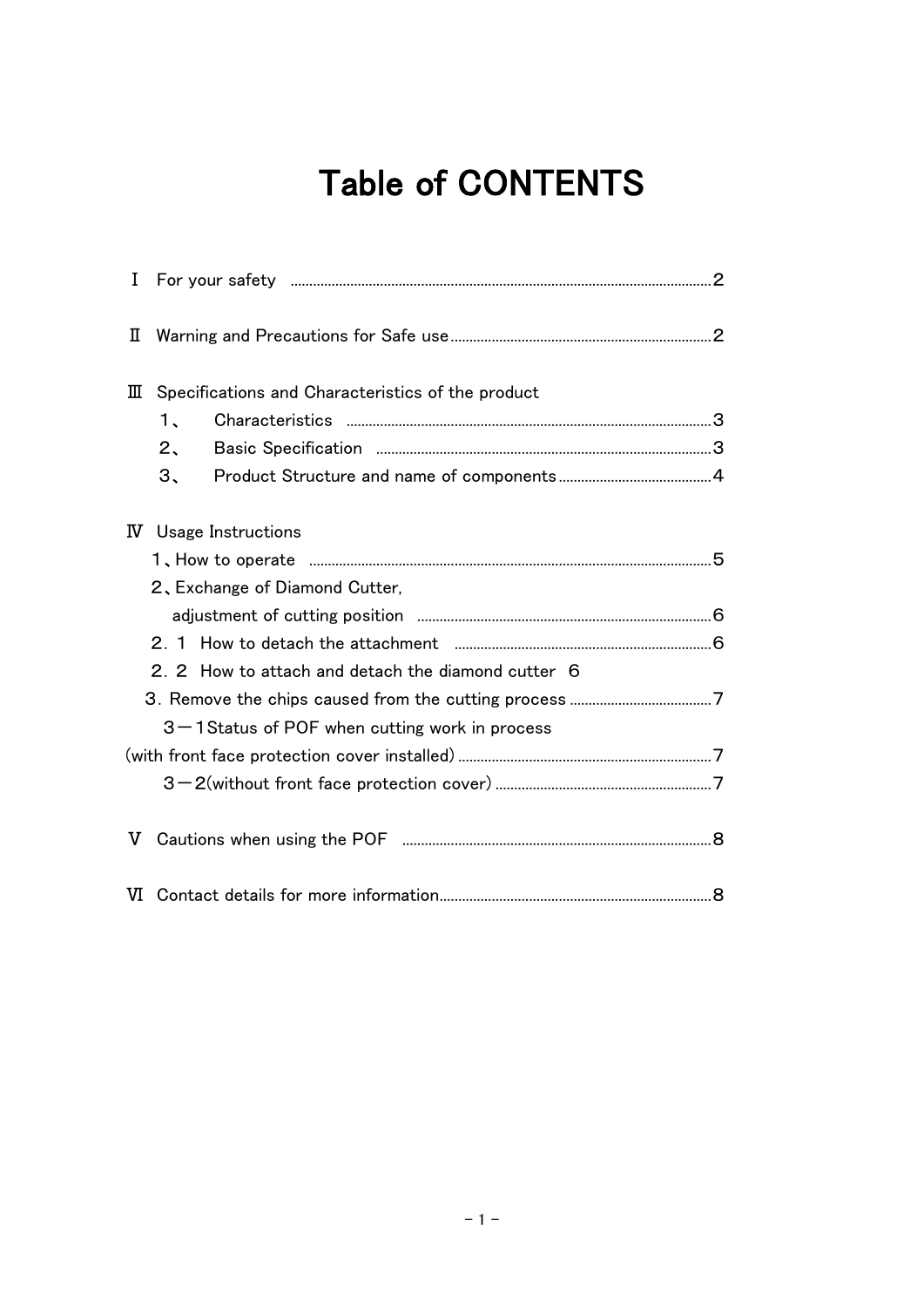# Table of CONTENTS

Ⅰ For your safety ........................................................................................................2

Ⅱ Warning and Precautions for Safe use.....................................................................2

Ⅲ Specifications and Characteristics of the product

１、 Characteristics ................................................................................................3

２、 Basic Specification .........................................................................................3

３、 Product Structure and name of components.........................................4

Ⅳ Usage Instructions

１、How to operate ..........................................................................................................5

２、Exchange of Diamond Cutter,

adjustment of cutting position ..............................................................................6

２．１ How to detach the attachment ....................................................................6

２．２ How to attach and detach the diamond cutter ６

３. Remove the chips caused from the cutting process ......................................7

３－１Status of POF when cutting work in process

(with front face protection cover installed) ...................................................................7

３－２(without front face protection cover) ..........................................................7

Ⅴ Cautions when using the POF ..................................................................................8

Ⅵ Contact details for more information........................................................................8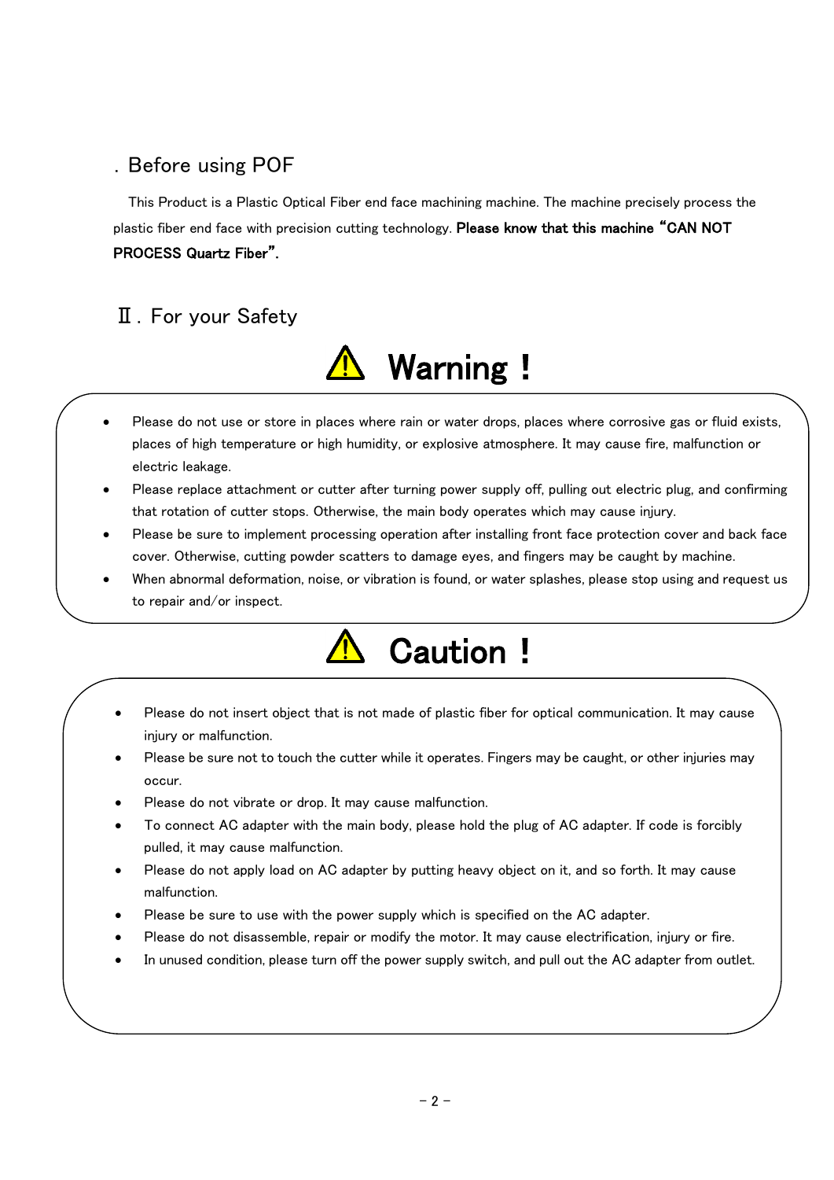## . Before using POF

This Product is a Plastic Optical Fiber end face machining machine. The machine precisely process the plastic fiber end face with precision cutting technology. **Please know that this machine "CAN NOT PROCESS Quartz Fiber".**

## Ⅱ. For your Safety

### ⚠ Warning !

- Please do not use or store in places where rain or water drops, places where corrosive gas or fluid exists, places of high temperature or high humidity, or explosive atmosphere. It may cause fire, malfunction or electric leakage.
- Please replace attachment or cutter after turning power supply off, pulling out electric plug, and confirming that rotation of cutter stops. Otherwise, the main body operates which may cause injury.
- Please be sure to implement processing operation after installing front face protection cover and back face cover. Otherwise, cutting powder scatters to damage eyes, and fingers may be caught by machine.
- When abnormal deformation, noise, or vibration is found, or water splashes, please stop using and request us to repair and/or inspect.

### ⚠ Caution !

- Please do not insert object that is not made of plastic fiber for optical communication. It may cause injury or malfunction.
- Please be sure not to touch the cutter while it operates. Fingers may be caught, or other injuries may occur.
- Please do not vibrate or drop. It may cause malfunction.
- To connect AC adapter with the main body, please hold the plug of AC adapter. If code is forcibly pulled, it may cause malfunction.
- Please do not apply load on AC adapter by putting heavy object on it, and so forth. It may cause malfunction.
- Please be sure to use with the power supply which is specified on the AC adapter.
- Please do not disassemble, repair or modify the motor. It may cause electrification, injury or fire.
- In unused condition, please turn off the power supply switch, and pull out the AC adapter from outlet.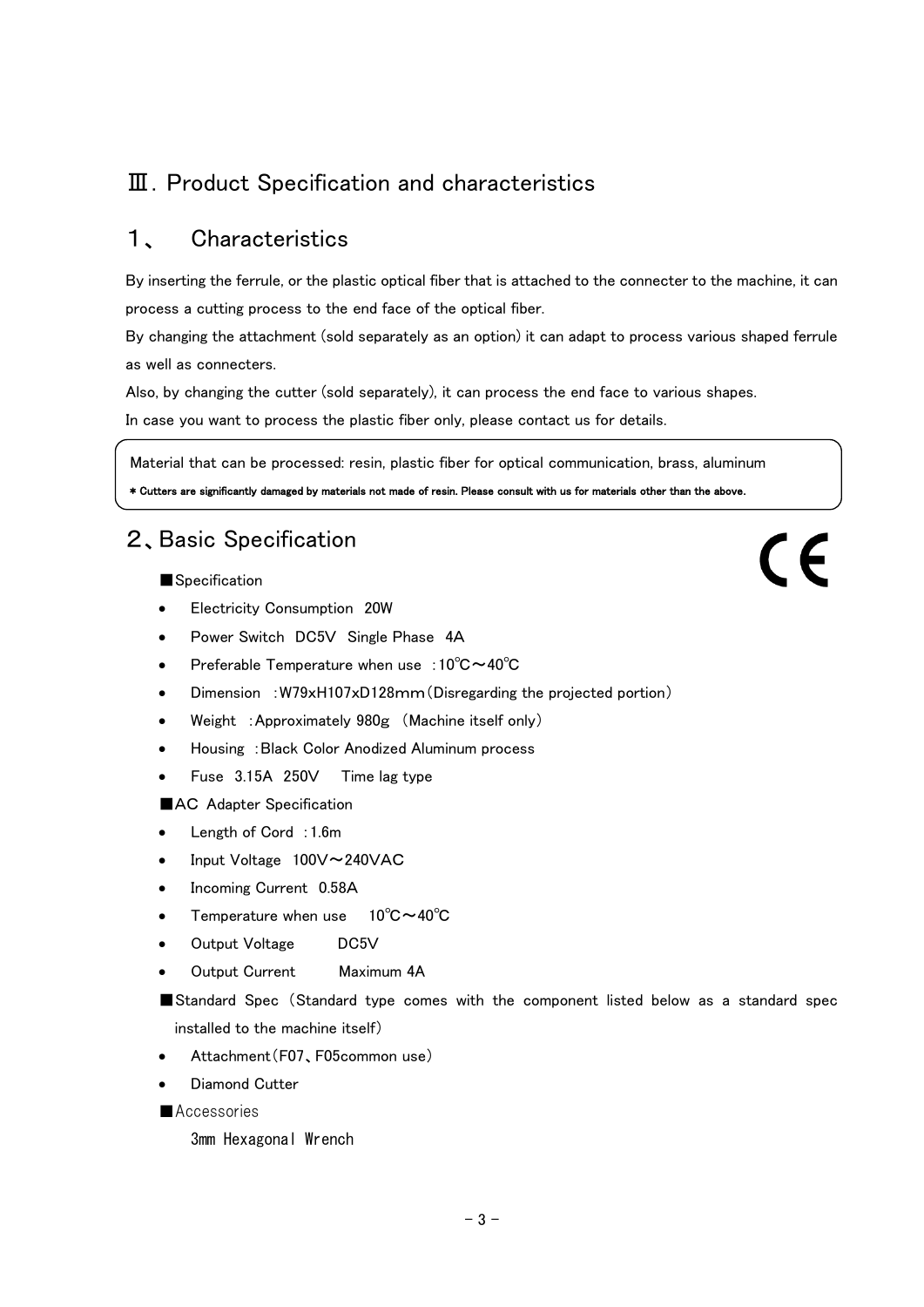# Ⅲ. Product Specification and characteristics

## 1、 Characteristics

By inserting the ferrule, or the plastic optical fiber that is attached to the connecter to the machine, it can process a cutting process to the end face of the optical fiber.

By changing the attachment (sold separately as an option) it can adapt to process various shaped ferrule as well as connecters.

Also, by changing the cutter (sold separately), it can process the end face to various shapes.

In case you want to process the plastic fiber only, please contact us for details.

Material that can be processed: resin, plastic fiber for optical communication, brass, aluminum

**\* Cutters are significantly damaged by materials not made of resin. Please consult with us for materials other than the above.**

## 2、Basic Specification

CE

■Specification

- Electricity Consumption 20W
- Power Switch DC5V Single Phase 4A
- Preferable Temperature when use ：10℃～40℃
- Dimension ：W79xH107xD128ｍｍ（Disregarding the projected portion）
- Weight ：Approximately 980g （Machine itself only）
- Housing ：Black Color Anodized Aluminum process
- Fuse 3.15A 250V Time lag type

■AC Adapter Specification

- Length of Cord ：1.6m
- Input Voltage 100V～240VAC
- Incoming Current 0.58A
- Temperature when use 10℃～40℃
- Output Voltage DC5V
- Output Current Maximum 4A

■Standard Spec（Standard type comes with the component listed below as a standard spec installed to the machine itself）

- Attachment（F07、F05common use）
- Diamond Cutter

■Accessories

3mm Hexagonal Wrench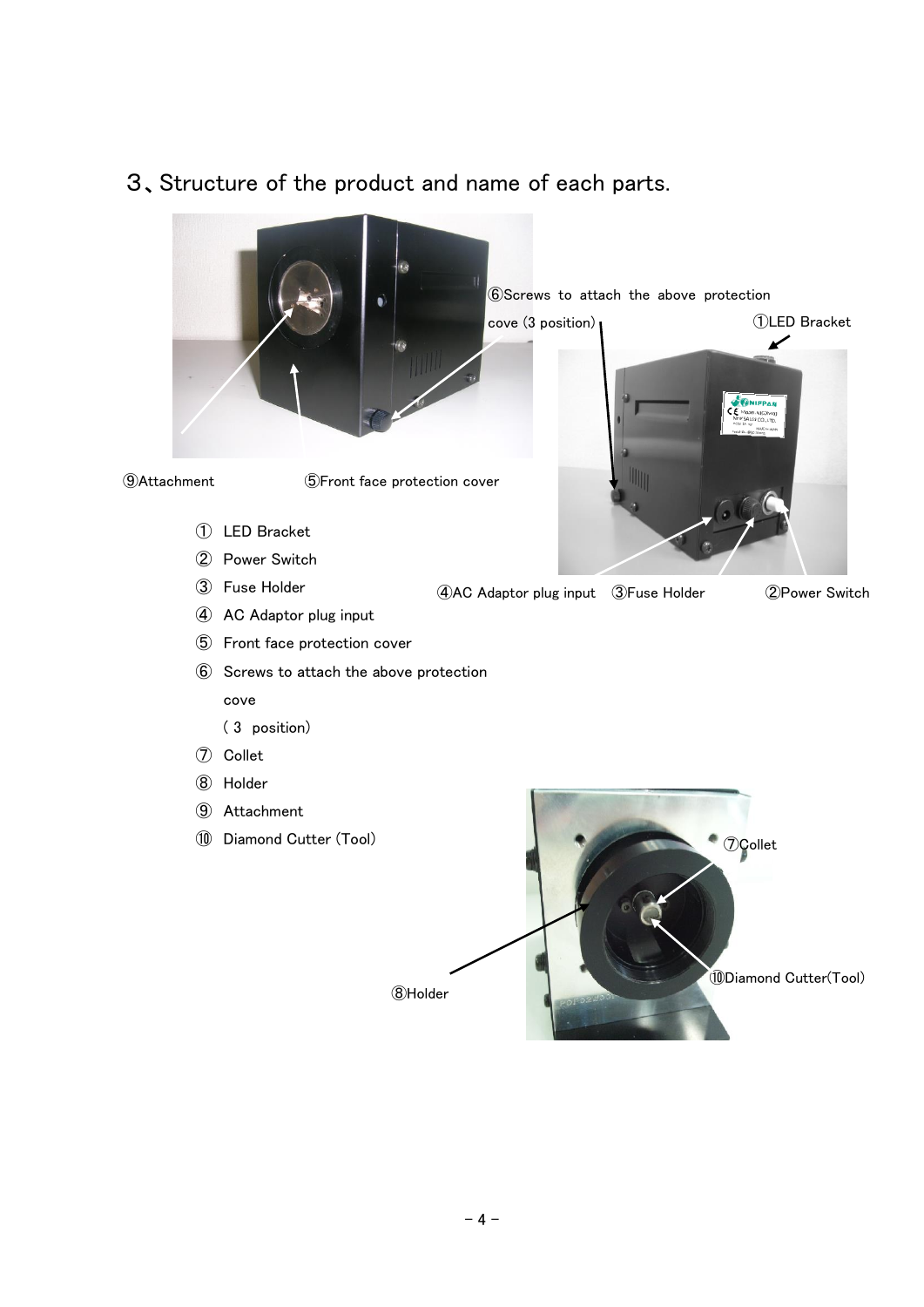## 3、Structure of the product and name of each parts.

⑥Screws to attach the above protection cove (3 position)

①LED Bracket

⑨Attachment

⑤Front face protection cover

④AC Adaptor plug input

③Fuse Holder

②Power Switch

① LED Bracket
② Power Switch
③ Fuse Holder
④ AC Adaptor plug input
⑤ Front face protection cover
⑥ Screws to attach the above protection cove ( 3 position)
⑦ Collet
⑧ Holder
⑨ Attachment
⑩ Diamond Cutter (Tool)

⑦Collet

⑩Diamond Cutter(Tool)

⑧Holder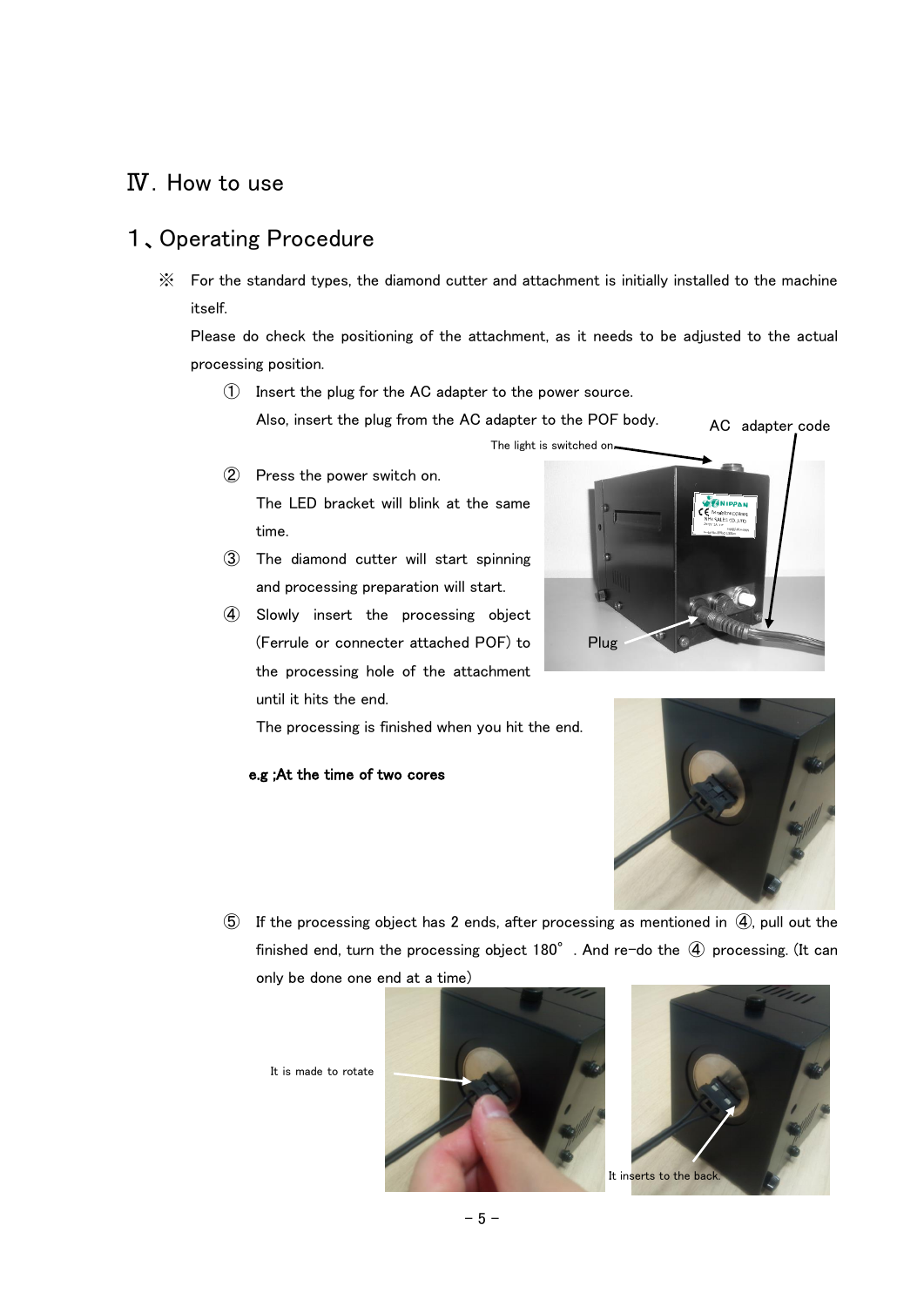# Ⅳ. How to use

## 1、Operating Procedure

※ For the standard types, the diamond cutter and attachment is initially installed to the machine itself.

Please do check the positioning of the attachment, as it needs to be adjusted to the actual processing position.

① Insert the plug for the AC adapter to the power source.

Also, insert the plug from the AC adapter to the POF body.

AC adapter code

The light is switched on

Plug

② Press the power switch on.

The LED bracket will blink at the same time.

③ The diamond cutter will start spinning and processing preparation will start.

④ Slowly insert the processing object (Ferrule or connecter attached POF) to the processing hole of the attachment until it hits the end.

The processing is finished when you hit the end.

**e.g ;At the time of two cores**

⑤ If the processing object has 2 ends, after processing as mentioned in ④, pull out the finished end, turn the processing object 180° . And re-do the ④ processing. (It can only be done one end at a time)

It is made to rotate

It inserts to the back.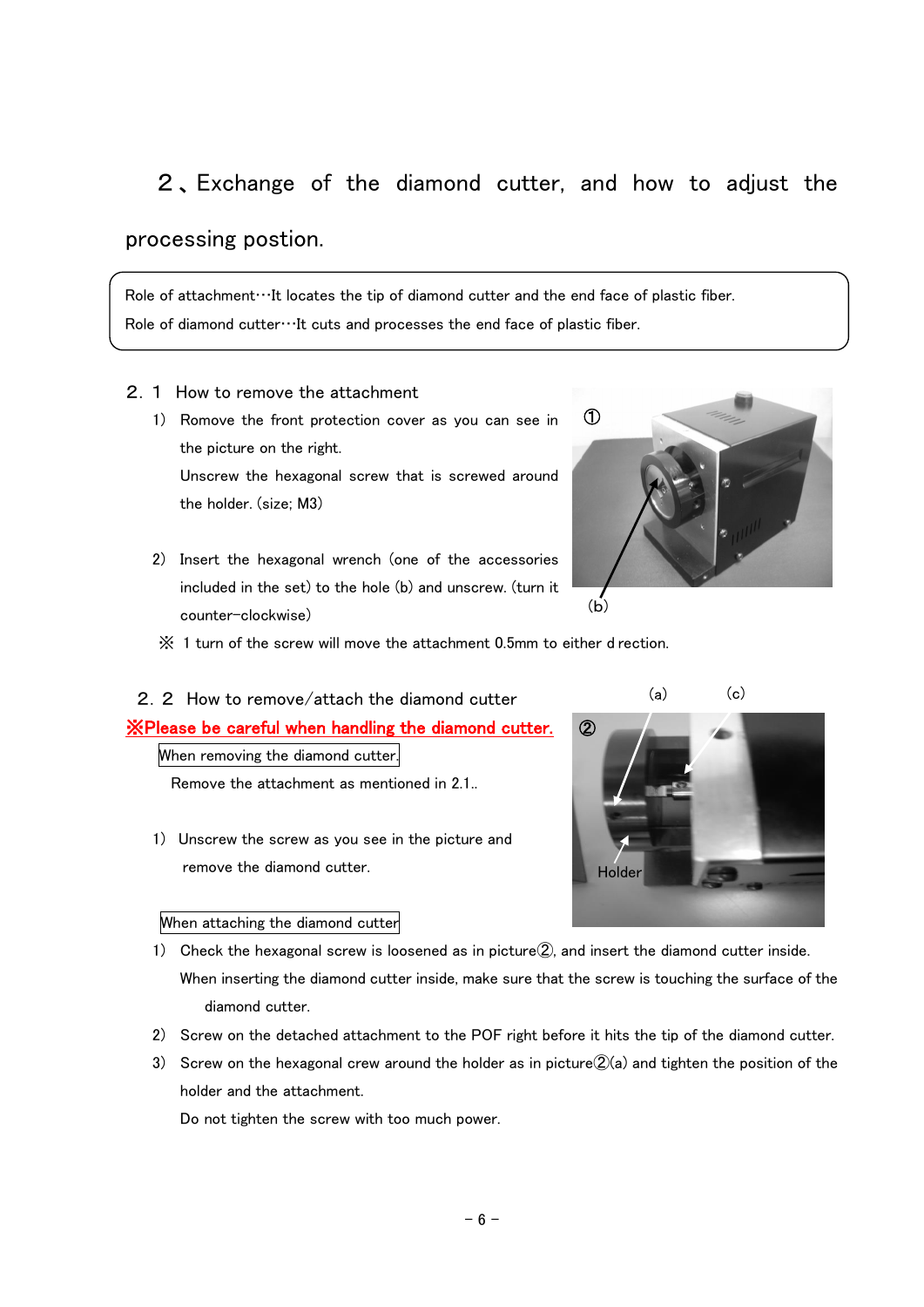## ２、Exchange of the diamond cutter, and how to adjust the processing postion.

Role of attachment…It locates the tip of diamond cutter and the end face of plastic fiber.

Role of diamond cutter…It cuts and processes the end face of plastic fiber.

### 2．1 How to remove the attachment

1) Romove the front protection cover as you can see in the picture on the right.
   Unscrew the hexagonal screw that is screwed around the holder. (size; M3)

2) Insert the hexagonal wrench (one of the accessories included in the set) to the hole (b) and unscrew. (turn it counter-clockwise)

①

(b)

※ 1 turn of the screw will move the attachment 0.5mm to either d rection.

### 2．2 How to remove/attach the diamond cutter

**※Please be careful when handling the diamond cutter.**

(a) (c)

②

Holder

When removing the diamond cutter

Remove the attachment as mentioned in 2.1..

1) Unscrew the screw as you see in the picture and remove the diamond cutter.

When attaching the diamond cutter

1) Check the hexagonal screw is loosened as in picture②, and insert the diamond cutter inside.
   When inserting the diamond cutter inside, make sure that the screw is touching the surface of the diamond cutter.
2) Screw on the detached attachment to the POF right before it hits the tip of the diamond cutter.
3) Screw on the hexagonal crew around the holder as in picture②(a) and tighten the position of the holder and the attachment.
   Do not tighten the screw with too much power.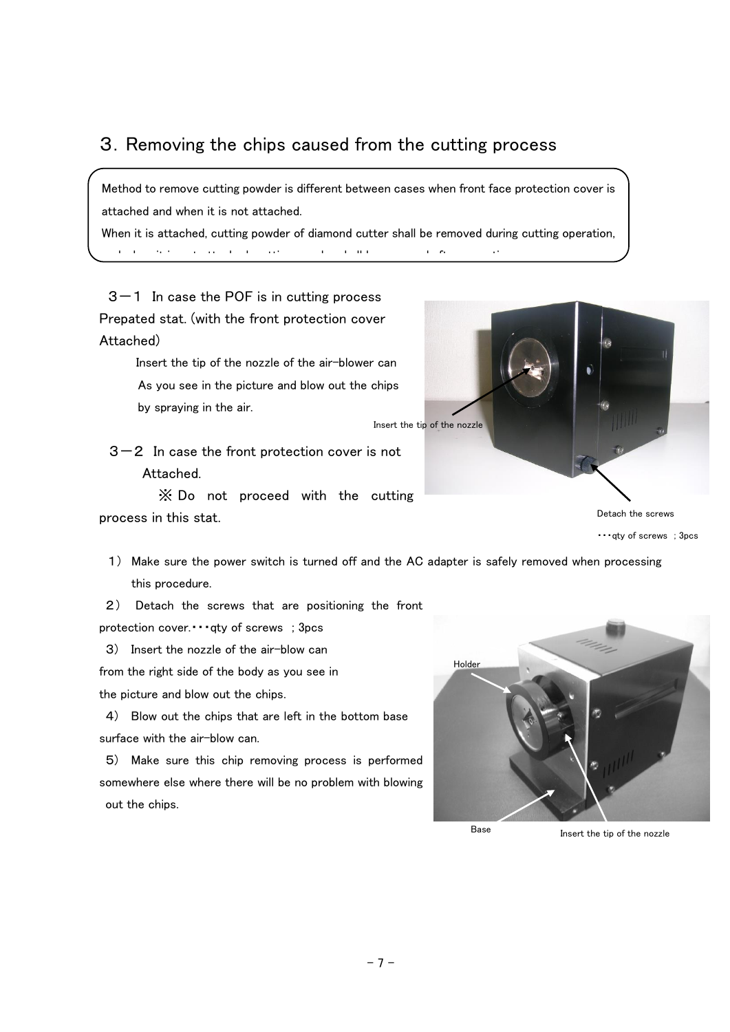## 3. Removing the chips caused from the cutting process

Method to remove cutting powder is different between cases when front face protection cover is attached and when it is not attached.
When it is attached, cutting powder of diamond cutter shall be removed during cutting operation,

### 3－1 In case the POF is in cutting process Prepated stat. (with the front protection cover Attached)

Insert the tip of the nozzle of the air-blower can As you see in the picture and blow out the chips by spraying in the air.

Insert the tip of the nozzle

Detach the screws
･･･qty of screws ; 3pcs

### 3－2 In case the front protection cover is not Attached.

※ Do not proceed with the cutting process in this stat.

1) Make sure the power switch is turned off and the AC adapter is safely removed when processing this procedure.
2) Detach the screws that are positioning the front protection cover.･･･qty of screws ; 3pcs
3) Insert the nozzle of the air-blow can from the right side of the body as you see in the picture and blow out the chips.
4) Blow out the chips that are left in the bottom base surface with the air-blow can.
5) Make sure this chip removing process is performed somewhere else where there will be no problem with blowing out the chips.

Holder

Base

Insert the tip of the nozzle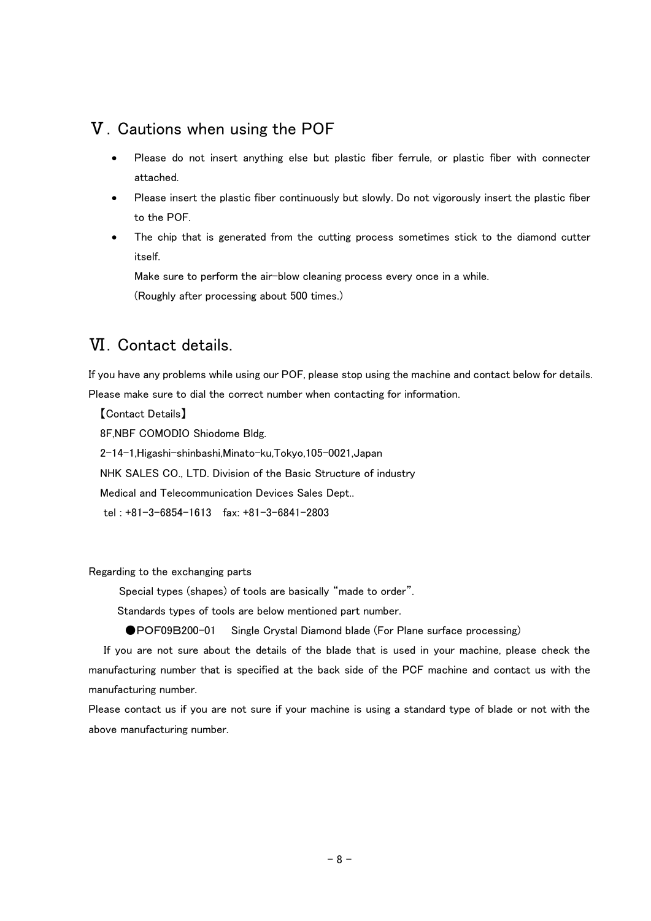## Ⅴ. Cautions when using the POF

- Please do not insert anything else but plastic fiber ferrule, or plastic fiber with connecter attached.
- Please insert the plastic fiber continuously but slowly. Do not vigorously insert the plastic fiber to the POF.
- The chip that is generated from the cutting process sometimes stick to the diamond cutter itself.
  Make sure to perform the air-blow cleaning process every once in a while.
  (Roughly after processing about 500 times.)

## Ⅵ. Contact details.

If you have any problems while using our POF, please stop using the machine and contact below for details.
Please make sure to dial the correct number when contacting for information.

【Contact Details】
8F,NBF COMODIO Shiodome Bldg.
2-14-1,Higashi-shinbashi,Minato-ku,Tokyo,105-0021,Japan
NHK SALES CO., LTD. Division of the Basic Structure of industry
Medical and Telecommunication Devices Sales Dept..
tel : +81-3-6854-1613 fax: +81-3-6841-2803

Regarding to the exchanging parts

Special types (shapes) of tools are basically "made to order".

Standards types of tools are below mentioned part number.

●POF09B200-01 Single Crystal Diamond blade (For Plane surface processing)

If you are not sure about the details of the blade that is used in your machine, please check the manufacturing number that is specified at the back side of the PCF machine and contact us with the manufacturing number.

Please contact us if you are not sure if your machine is using a standard type of blade or not with the above manufacturing number.